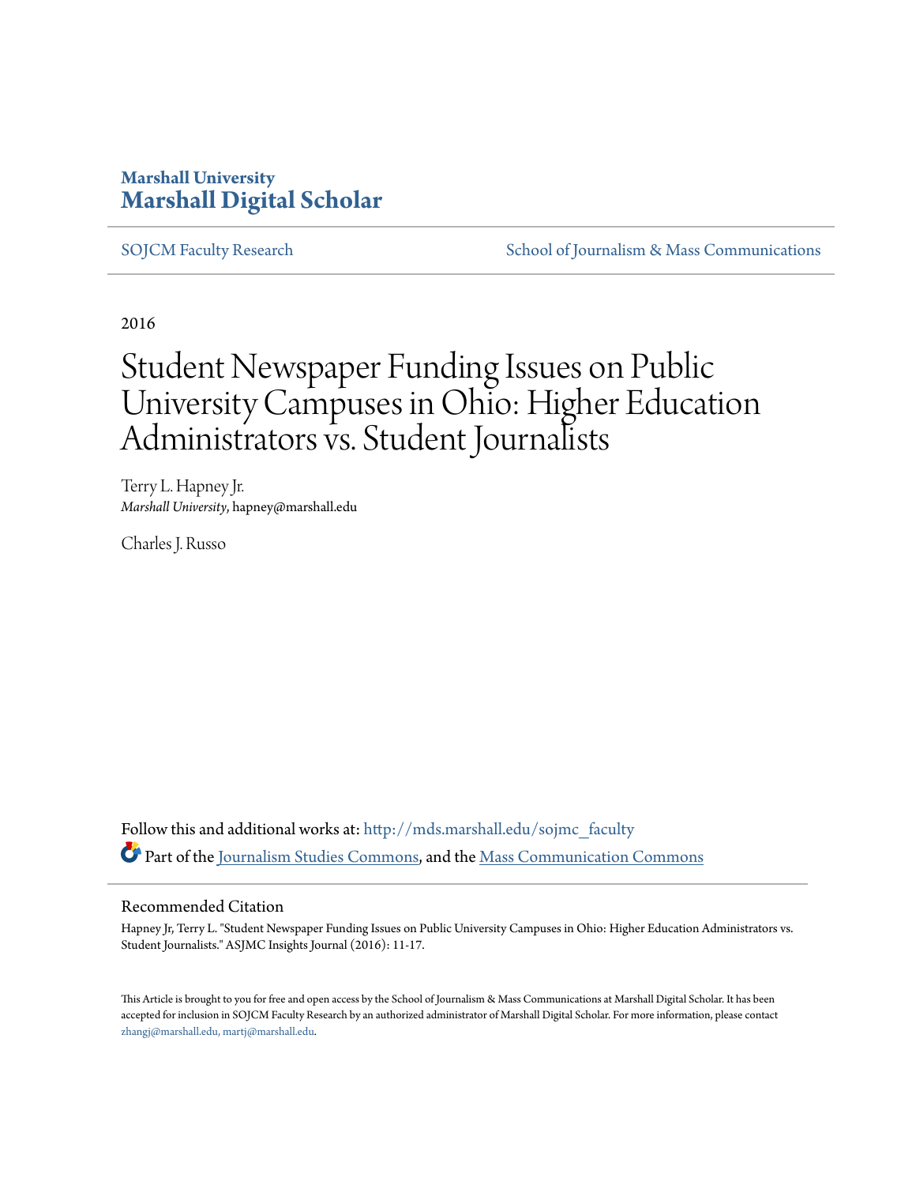**Marshall University**
**Marshall Digital Scholar**

SOJCM Faculty Research | School of Journalism & Mass Communications

2016

# Student Newspaper Funding Issues on Public University Campuses in Ohio: Higher Education Administrators vs. Student Journalists

Terry L. Hapney Jr.
*Marshall University*, hapney@marshall.edu

Charles J. Russo

Follow this and additional works at: http://mds.marshall.edu/sojmc_faculty

Part of the Journalism Studies Commons, and the Mass Communication Commons

## Recommended Citation

Hapney Jr, Terry L. "Student Newspaper Funding Issues on Public University Campuses in Ohio: Higher Education Administrators vs. Student Journalists." ASJMC Insights Journal (2016): 11-17.

This Article is brought to you for free and open access by the School of Journalism & Mass Communications at Marshall Digital Scholar. It has been accepted for inclusion in SOJCM Faculty Research by an authorized administrator of Marshall Digital Scholar. For more information, please contact zhangj@marshall.edu, martj@marshall.edu.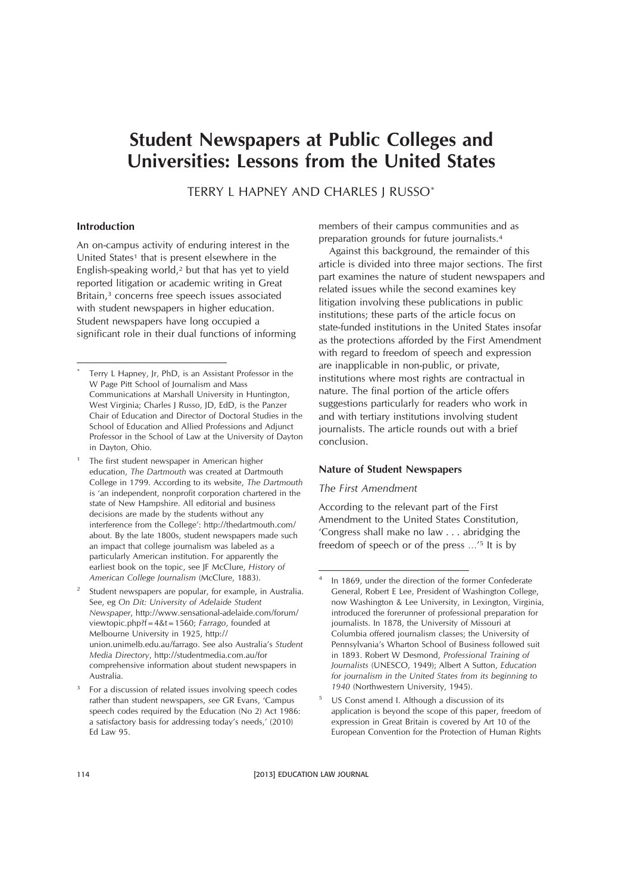# Student Newspapers at Public Colleges and Universities: Lessons from the United States

TERRY L HAPNEY AND CHARLES J RUSSO*

## Introduction

An on-campus activity of enduring interest in the United States[1] that is present elsewhere in the English-speaking world,[2] but that has yet to yield reported litigation or academic writing in Great Britain,[3] concerns free speech issues associated with student newspapers in higher education. Student newspapers have long occupied a significant role in their dual functions of informing members of their campus communities and as preparation grounds for future journalists.[4]

Against this background, the remainder of this article is divided into three major sections. The first part examines the nature of student newspapers and related issues while the second examines key litigation involving these publications in public institutions; these parts of the article focus on state-funded institutions in the United States insofar as the protections afforded by the First Amendment with regard to freedom of speech and expression are inapplicable in non-public, or private, institutions where most rights are contractual in nature. The final portion of the article offers suggestions particularly for readers who work in and with tertiary institutions involving student journalists. The article rounds out with a brief conclusion.

## Nature of Student Newspapers

### *The First Amendment*

According to the relevant part of the First Amendment to the United States Constitution, 'Congress shall make no law . . . abridging the freedom of speech or of the press ...'[5] It is by

---

\* Terry L Hapney, Jr, PhD, is an Assistant Professor in the W Page Pitt School of Journalism and Mass Communications at Marshall University in Huntington, West Virginia; Charles J Russo, JD, EdD, is the Panzer Chair of Education and Director of Doctoral Studies in the School of Education and Allied Professions and Adjunct Professor in the School of Law at the University of Dayton in Dayton, Ohio.

[1] The first student newspaper in American higher education, *The Dartmouth* was created at Dartmouth College in 1799. According to its website, *The Dartmouth* is 'an independent, nonprofit corporation chartered in the state of New Hampshire. All editorial and business decisions are made by the students without any interference from the College': http://thedartmouth.com/about. By the late 1800s, student newspapers made such an impact that college journalism was labeled as a particularly American institution. For apparently the earliest book on the topic, see JF McClure, *History of American College Journalism* (McClure, 1883).

[2] Student newspapers are popular, for example, in Australia. See, eg *On Dit: University of Adelaide Student Newspaper*, http://www.sensational-adelaide.com/forum/viewtopic.php?f=4&t=1560; *Farrago*, founded at Melbourne University in 1925, http://union.unimelb.edu.au/farrago. See also Australia's *Student Media Directory*, http://studentmedia.com.au/for comprehensive information about student newspapers in Australia.

[3] For a discussion of related issues involving speech codes rather than student newspapers, *see* GR Evans, 'Campus speech codes required by the Education (No 2) Act 1986: a satisfactory basis for addressing today's needs,' (2010) Ed Law 95.

[4] In 1869, under the direction of the former Confederate General, Robert E Lee, President of Washington College, now Washington & Lee University, in Lexington, Virginia, introduced the forerunner of professional preparation for journalists. In 1878, the University of Missouri at Columbia offered journalism classes; the University of Pennsylvania's Wharton School of Business followed suit in 1893. Robert W Desmond, *Professional Training of Journalists* (UNESCO, 1949); Albert A Sutton, *Education for journalism in the United States from its beginning to 1940* (Northwestern University, 1945).

[5] US Const amend I. Although a discussion of its application is beyond the scope of this paper, freedom of expression in Great Britain is covered by Art 10 of the European Convention for the Protection of Human Rights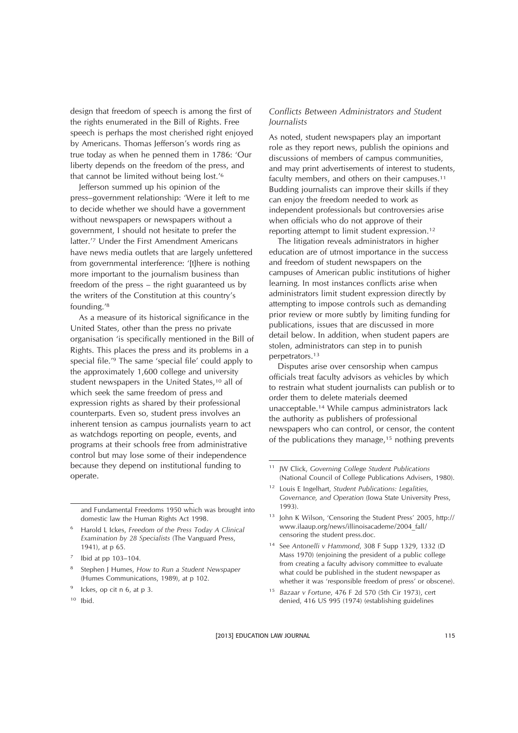design that freedom of speech is among the first of the rights enumerated in the Bill of Rights. Free speech is perhaps the most cherished right enjoyed by Americans. Thomas Jefferson's words ring as true today as when he penned them in 1786: 'Our liberty depends on the freedom of the press, and that cannot be limited without being lost.'[6]

Jefferson summed up his opinion of the press–government relationship: 'Were it left to me to decide whether we should have a government without newspapers or newspapers without a government, I should not hesitate to prefer the latter.'[7] Under the First Amendment Americans have news media outlets that are largely unfettered from governmental interference: '[t]here is nothing more important to the journalism business than freedom of the press – the right guaranteed us by the writers of the Constitution at this country's founding.'[8]

As a measure of its historical significance in the United States, other than the press no private organisation 'is specifically mentioned in the Bill of Rights. This places the press and its problems in a special file.'[9] The same 'special file' could apply to the approximately 1,600 college and university student newspapers in the United States,[10] all of which seek the same freedom of press and expression rights as shared by their professional counterparts. Even so, student press involves an inherent tension as campus journalists yearn to act as watchdogs reporting on people, events, and programs at their schools free from administrative control but may lose some of their independence because they depend on institutional funding to operate.

### *Conflicts Between Administrators and Student Journalists*

As noted, student newspapers play an important role as they report news, publish the opinions and discussions of members of campus communities, and may print advertisements of interest to students, faculty members, and others on their campuses.[11] Budding journalists can improve their skills if they can enjoy the freedom needed to work as independent professionals but controversies arise when officials who do not approve of their reporting attempt to limit student expression.[12]

The litigation reveals administrators in higher education are of utmost importance in the success and freedom of student newspapers on the campuses of American public institutions of higher learning. In most instances conflicts arise when administrators limit student expression directly by attempting to impose controls such as demanding prior review or more subtly by limiting funding for publications, issues that are discussed in more detail below. In addition, when student papers are stolen, administrators can step in to punish perpetrators.[13]

Disputes arise over censorship when campus officials treat faculty advisors as vehicles by which to restrain what student journalists can publish or to order them to delete materials deemed unacceptable.[14] While campus administrators lack the authority as publishers of professional newspapers who can control, or censor, the content of the publications they manage,[15] nothing prevents

---

and Fundamental Freedoms 1950 which was brought into domestic law the Human Rights Act 1998.

[6] Harold L Ickes, *Freedom of the Press Today A Clinical Examination by 28 Specialists* (The Vanguard Press, 1941), at p 65.

[7] Ibid at pp 103–104.

[8] Stephen J Humes, *How to Run a Student Newspaper* (Humes Communications, 1989), at p 102.

[9] Ickes, op cit n 6, at p 3.

[10] Ibid.

[11] JW Click, *Governing College Student Publications* (National Council of College Publications Advisers, 1980).

[12] Louis E Ingelhart, *Student Publications: Legalities, Governance, and Operation* (Iowa State University Press, 1993).

[13] John K Wilson, 'Censoring the Student Press' 2005, http://www.ilaaup.org/news/illinoisacademe/2004_fall/censoring the student press.doc.

[14] See *Antonelli v Hammond*, 308 F Supp 1329, 1332 (D Mass 1970) (enjoining the president of a public college from creating a faculty advisory committee to evaluate what could be published in the student newspaper as whether it was 'responsible freedom of press' or obscene).

[15] *Bazaar v Fortune*, 476 F 2d 570 (5th Cir 1973), cert denied, 416 US 995 (1974) (establishing guidelines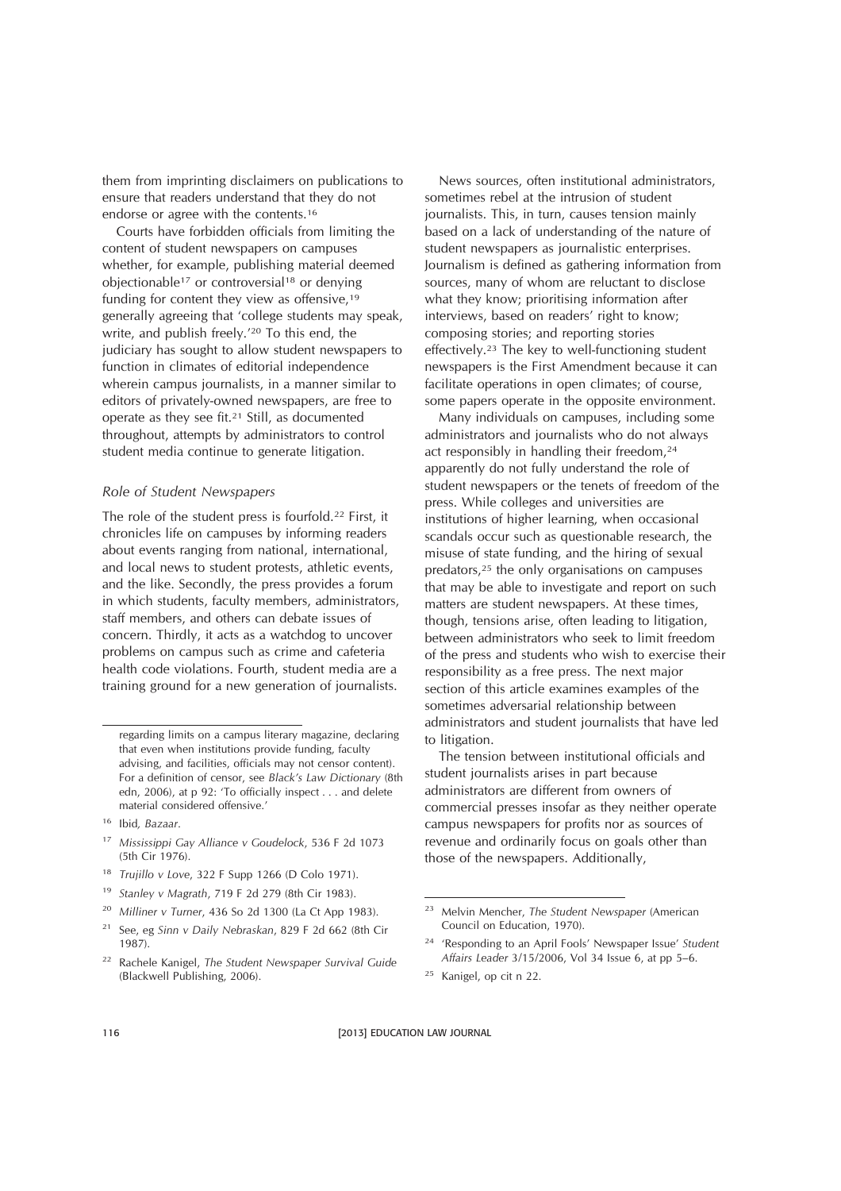them from imprinting disclaimers on publications to ensure that readers understand that they do not endorse or agree with the contents.[16]

Courts have forbidden officials from limiting the content of student newspapers on campuses whether, for example, publishing material deemed objectionable[17] or controversial[18] or denying funding for content they view as offensive,[19] generally agreeing that 'college students may speak, write, and publish freely.'[20] To this end, the judiciary has sought to allow student newspapers to function in climates of editorial independence wherein campus journalists, in a manner similar to editors of privately-owned newspapers, are free to operate as they see fit.[21] Still, as documented throughout, attempts by administrators to control student media continue to generate litigation.

### *Role of Student Newspapers*

The role of the student press is fourfold.[22] First, it chronicles life on campuses by informing readers about events ranging from national, international, and local news to student protests, athletic events, and the like. Secondly, the press provides a forum in which students, faculty members, administrators, staff members, and others can debate issues of concern. Thirdly, it acts as a watchdog to uncover problems on campus such as crime and cafeteria health code violations. Fourth, student media are a training ground for a new generation of journalists.

News sources, often institutional administrators, sometimes rebel at the intrusion of student journalists. This, in turn, causes tension mainly based on a lack of understanding of the nature of student newspapers as journalistic enterprises. Journalism is defined as gathering information from sources, many of whom are reluctant to disclose what they know; prioritising information after interviews, based on readers' right to know; composing stories; and reporting stories effectively.[23] The key to well-functioning student newspapers is the First Amendment because it can facilitate operations in open climates; of course, some papers operate in the opposite environment.

Many individuals on campuses, including some administrators and journalists who do not always act responsibly in handling their freedom,[24] apparently do not fully understand the role of student newspapers or the tenets of freedom of the press. While colleges and universities are institutions of higher learning, when occasional scandals occur such as questionable research, the misuse of state funding, and the hiring of sexual predators,[25] the only organisations on campuses that may be able to investigate and report on such matters are student newspapers. At these times, though, tensions arise, often leading to litigation, between administrators who seek to limit freedom of the press and students who wish to exercise their responsibility as a free press. The next major section of this article examines examples of the sometimes adversarial relationship between administrators and student journalists that have led to litigation.

The tension between institutional officials and student journalists arises in part because administrators are different from owners of commercial presses insofar as they neither operate campus newspapers for profits nor as sources of revenue and ordinarily focus on goals other than those of the newspapers. Additionally,

---

regarding limits on a campus literary magazine, declaring that even when institutions provide funding, faculty advising, and facilities, officials may not censor content). For a definition of censor, see *Black's Law Dictionary* (8th edn, 2006), at p 92: 'To officially inspect . . . and delete material considered offensive.'

[16] Ibid, *Bazaar*.

[17] *Mississippi Gay Alliance v Goudelock*, 536 F 2d 1073 (5th Cir 1976).

[18] *Trujillo v Love*, 322 F Supp 1266 (D Colo 1971).

[19] *Stanley v Magrath*, 719 F 2d 279 (8th Cir 1983).

[20] *Milliner v Turner*, 436 So 2d 1300 (La Ct App 1983).

[21] See, eg *Sinn v Daily Nebraskan*, 829 F 2d 662 (8th Cir 1987).

[22] Rachele Kanigel, *The Student Newspaper Survival Guide* (Blackwell Publishing, 2006).

[23] Melvin Mencher, *The Student Newspaper* (American Council on Education, 1970).

[24] 'Responding to an April Fools' Newspaper Issue' *Student Affairs Leader* 3/15/2006, Vol 34 Issue 6, at pp 5–6.

[25] Kanigel, op cit n 22.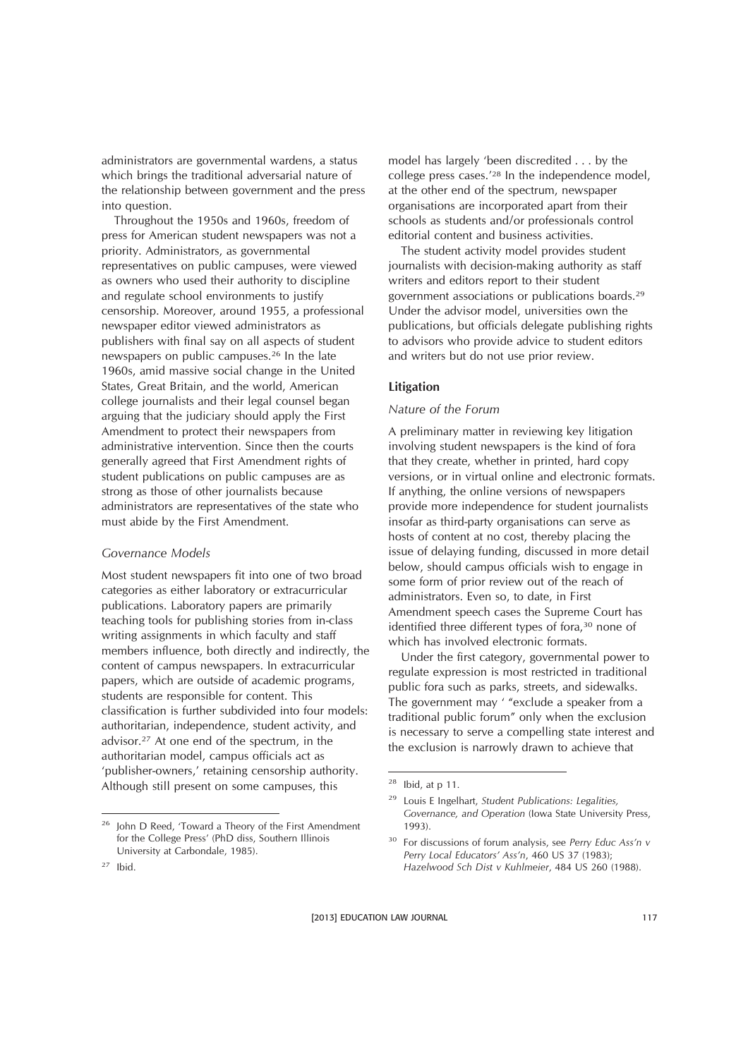administrators are governmental wardens, a status which brings the traditional adversarial nature of the relationship between government and the press into question.

Throughout the 1950s and 1960s, freedom of press for American student newspapers was not a priority. Administrators, as governmental representatives on public campuses, were viewed as owners who used their authority to discipline and regulate school environments to justify censorship. Moreover, around 1955, a professional newspaper editor viewed administrators as publishers with final say on all aspects of student newspapers on public campuses.[26] In the late 1960s, amid massive social change in the United States, Great Britain, and the world, American college journalists and their legal counsel began arguing that the judiciary should apply the First Amendment to protect their newspapers from administrative intervention. Since then the courts generally agreed that First Amendment rights of student publications on public campuses are as strong as those of other journalists because administrators are representatives of the state who must abide by the First Amendment.

### *Governance Models*

Most student newspapers fit into one of two broad categories as either laboratory or extracurricular publications. Laboratory papers are primarily teaching tools for publishing stories from in-class writing assignments in which faculty and staff members influence, both directly and indirectly, the content of campus newspapers. In extracurricular papers, which are outside of academic programs, students are responsible for content. This classification is further subdivided into four models: authoritarian, independence, student activity, and advisor.[27] At one end of the spectrum, in the authoritarian model, campus officials act as 'publisher-owners,' retaining censorship authority. Although still present on some campuses, this model has largely 'been discredited . . . by the college press cases.'[28] In the independence model, at the other end of the spectrum, newspaper organisations are incorporated apart from their schools as students and/or professionals control editorial content and business activities.

The student activity model provides student journalists with decision-making authority as staff writers and editors report to their student government associations or publications boards.[29] Under the advisor model, universities own the publications, but officials delegate publishing rights to advisors who provide advice to student editors and writers but do not use prior review.

## **Litigation**

### *Nature of the Forum*

A preliminary matter in reviewing key litigation involving student newspapers is the kind of fora that they create, whether in printed, hard copy versions, or in virtual online and electronic formats. If anything, the online versions of newspapers provide more independence for student journalists insofar as third-party organisations can serve as hosts of content at no cost, thereby placing the issue of delaying funding, discussed in more detail below, should campus officials wish to engage in some form of prior review out of the reach of administrators. Even so, to date, in First Amendment speech cases the Supreme Court has identified three different types of fora,[30] none of which has involved electronic formats.

Under the first category, governmental power to regulate expression is most restricted in traditional public fora such as parks, streets, and sidewalks. The government may ' "exclude a speaker from a traditional public forum" only when the exclusion is necessary to serve a compelling state interest and the exclusion is narrowly drawn to achieve that

---

[26] John D Reed, 'Toward a Theory of the First Amendment for the College Press' (PhD diss, Southern Illinois University at Carbondale, 1985).

[27] Ibid.

[28] Ibid, at p 11.

[29] Louis E Ingelhart, *Student Publications: Legalities, Governance, and Operation* (Iowa State University Press, 1993).

[30] For discussions of forum analysis, see *Perry Educ Ass'n v Perry Local Educators' Ass'n*, 460 US 37 (1983); *Hazelwood Sch Dist v Kuhlmeier*, 484 US 260 (1988).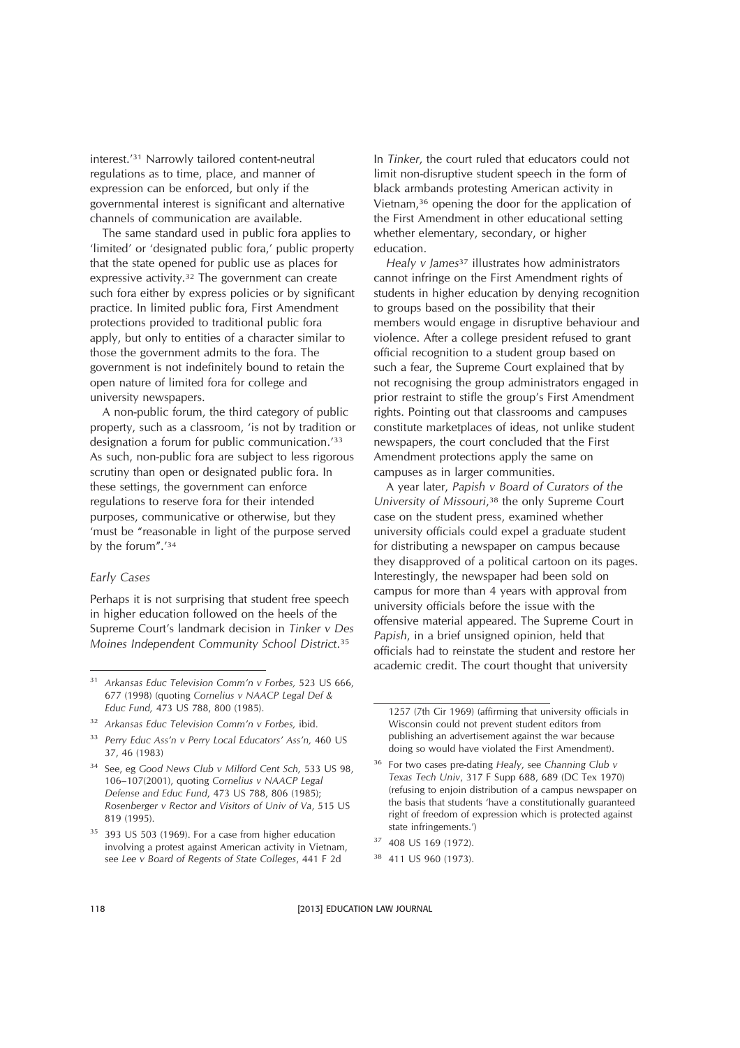interest.'[31] Narrowly tailored content-neutral regulations as to time, place, and manner of expression can be enforced, but only if the governmental interest is significant and alternative channels of communication are available.

The same standard used in public fora applies to 'limited' or 'designated public fora,' public property that the state opened for public use as places for expressive activity.[32] The government can create such fora either by express policies or by significant practice. In limited public fora, First Amendment protections provided to traditional public fora apply, but only to entities of a character similar to those the government admits to the fora. The government is not indefinitely bound to retain the open nature of limited fora for college and university newspapers.

A non-public forum, the third category of public property, such as a classroom, 'is not by tradition or designation a forum for public communication.'[33] As such, non-public fora are subject to less rigorous scrutiny than open or designated public fora. In these settings, the government can enforce regulations to reserve fora for their intended purposes, communicative or otherwise, but they 'must be "reasonable in light of the purpose served by the forum".'[34]

### *Early Cases*

Perhaps it is not surprising that student free speech in higher education followed on the heels of the Supreme Court's landmark decision in *Tinker v Des Moines Independent Community School District*.[35] In *Tinker*, the court ruled that educators could not limit non-disruptive student speech in the form of black armbands protesting American activity in Vietnam,[36] opening the door for the application of the First Amendment in other educational setting whether elementary, secondary, or higher education.

*Healy v James*[37] illustrates how administrators cannot infringe on the First Amendment rights of students in higher education by denying recognition to groups based on the possibility that their members would engage in disruptive behaviour and violence. After a college president refused to grant official recognition to a student group based on such a fear, the Supreme Court explained that by not recognising the group administrators engaged in prior restraint to stifle the group's First Amendment rights. Pointing out that classrooms and campuses constitute marketplaces of ideas, not unlike student newspapers, the court concluded that the First Amendment protections apply the same on campuses as in larger communities.

A year later, *Papish v Board of Curators of the University of Missouri*,[38] the only Supreme Court case on the student press, examined whether university officials could expel a graduate student for distributing a newspaper on campus because they disapproved of a political cartoon on its pages. Interestingly, the newspaper had been sold on campus for more than 4 years with approval from university officials before the issue with the offensive material appeared. The Supreme Court in *Papish*, in a brief unsigned opinion, held that officials had to reinstate the student and restore her academic credit. The court thought that university

---

[31] *Arkansas Educ Television Comm'n v Forbes,* 523 US 666, 677 (1998) (quoting *Cornelius v NAACP Legal Def & Educ Fund,* 473 US 788, 800 (1985).

[32] *Arkansas Educ Television Comm'n v Forbes,* ibid.

[33] *Perry Educ Ass'n v Perry Local Educators' Ass'n,* 460 US 37, 46 (1983)

[34] See, eg *Good News Club v Milford Cent Sch,* 533 US 98, 106–107(2001), quoting *Cornelius v NAACP Legal Defense and Educ Fund*, 473 US 788, 806 (1985); *Rosenberger v Rector and Visitors of Univ of Va*, 515 US 819 (1995).

[35] 393 US 503 (1969). For a case from higher education involving a protest against American activity in Vietnam, see *Lee v Board of Regents of State Colleges*, 441 F 2d 1257 (7th Cir 1969) (affirming that university officials in Wisconsin could not prevent student editors from publishing an advertisement against the war because doing so would have violated the First Amendment).

[36] For two cases pre-dating *Healy*, see *Channing Club v Texas Tech Univ*, 317 F Supp 688, 689 (DC Tex 1970) (refusing to enjoin distribution of a campus newspaper on the basis that students 'have a constitutionally guaranteed right of freedom of expression which is protected against state infringements.')

[37] 408 US 169 (1972).

[38] 411 US 960 (1973).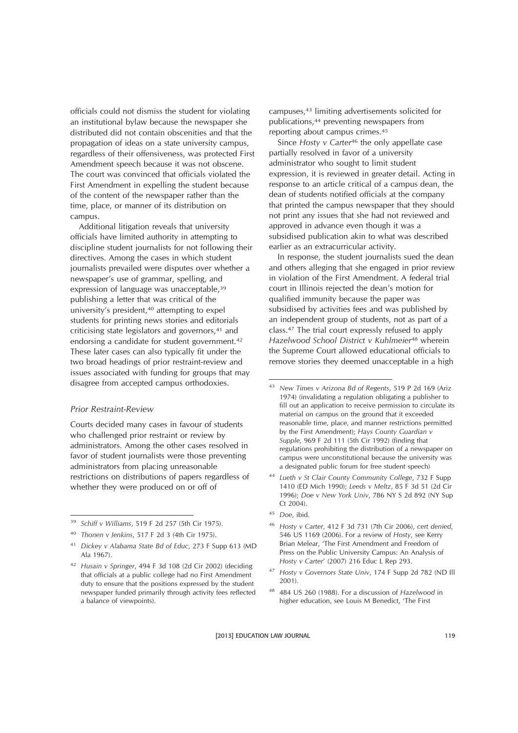officials could not dismiss the student for violating an institutional bylaw because the newspaper she distributed did not contain obscenities and that the propagation of ideas on a state university campus, regardless of their offensiveness, was protected First Amendment speech because it was not obscene. The court was convinced that officials violated the First Amendment in expelling the student because of the content of the newspaper rather than the time, place, or manner of its distribution on campus.

Additional litigation reveals that university officials have limited authority in attempting to discipline student journalists for not following their directives. Among the cases in which student journalists prevailed were disputes over whether a newspaper's use of grammar, spelling, and expression of language was unacceptable,[39] publishing a letter that was critical of the university's president,[40] attempting to expel students for printing news stories and editorials criticising state legislators and governors,[41] and endorsing a candidate for student government.[42] These later cases can also typically fit under the two broad headings of prior restraint-review and issues associated with funding for groups that may disagree from accepted campus orthodoxies.

### *Prior Restraint-Review*

Courts decided many cases in favour of students who challenged prior restraint or review by administrators. Among the other cases resolved in favor of student journalists were those preventing administrators from placing unreasonable restrictions on distributions of papers regardless of whether they were produced on or off of campuses,[43] limiting advertisements solicited for publications,[44] preventing newspapers from reporting about campus crimes.[45]

Since *Hosty v Carter*[46] the only appellate case partially resolved in favor of a university administrator who sought to limit student expression, it is reviewed in greater detail. Acting in response to an article critical of a campus dean, the dean of students notified officials at the company that printed the campus newspaper that they should not print any issues that she had not reviewed and approved in advance even though it was a subsidised publication akin to what was described earlier as an extracurricular activity.

In response, the student journalists sued the dean and others alleging that she engaged in prior review in violation of the First Amendment. A federal trial court in Illinois rejected the dean's motion for qualified immunity because the paper was subsidised by activities fees and was published by an independent group of students, not as part of a class.[47] The trial court expressly refused to apply *Hazelwood School District v Kuhlmeier*[48] wherein the Supreme Court allowed educational officials to remove stories they deemed unacceptable in a high

---

[39] *Schiff v Williams*, 519 F 2d 257 (5th Cir 1975).

[40] *Thonen v Jenkins*, 517 F 2d 3 (4th Cir 1975).

[41] *Dickey v Alabama State Bd of Educ*, 273 F Supp 613 (MD Ala 1967).

[42] *Husain v Springer*, 494 F 3d 108 (2d Cir 2002) (deciding that officials at a public college had no First Amendment duty to ensure that the positions expressed by the student newspaper funded primarily through activity fees reflected a balance of viewpoints).

[43] *New Times v Arizona Bd of Regents*, 519 P 2d 169 (Ariz 1974) (invalidating a regulation obligating a publisher to fill out an application to receive permission to circulate its material on campus on the ground that it exceeded reasonable time, place, and manner restrictions permitted by the First Amendment); *Hays County Guardian v Supple*, 969 F 2d 111 (5th Cir 1992) (finding that regulations prohibiting the distribution of a newspaper on campus were unconstitutional because the university was a designated public forum for free student speech)

[44] *Lueth v St Clair County Community College*, 732 F Supp 1410 (ED Mich 1990); *Leeds v Meltz*, 85 F 3d 51 (2d Cir 1996); *Doe v New York Univ*, 786 NY S 2d 892 (NY Sup Ct 2004).

[45] *Doe*, ibid.

[46] *Hosty v Carter*, 412 F 3d 731 (7th Cir 2006), *cert denied*, 546 US 1169 (2006). For a review of *Hosty*, see Kerry Brian Melear, 'The First Amendment and Freedom of Press on the Public University Campus: An Analysis of *Hosty v Carter*' (2007) 216 Educ L Rep 293.

[47] *Hosty v Governors State Univ*, 174 F Supp 2d 782 (ND Ill 2001).

[48] 484 US 260 (1988). For a discussion of *Hazelwood* in higher education, see Louis M Benedict, 'The First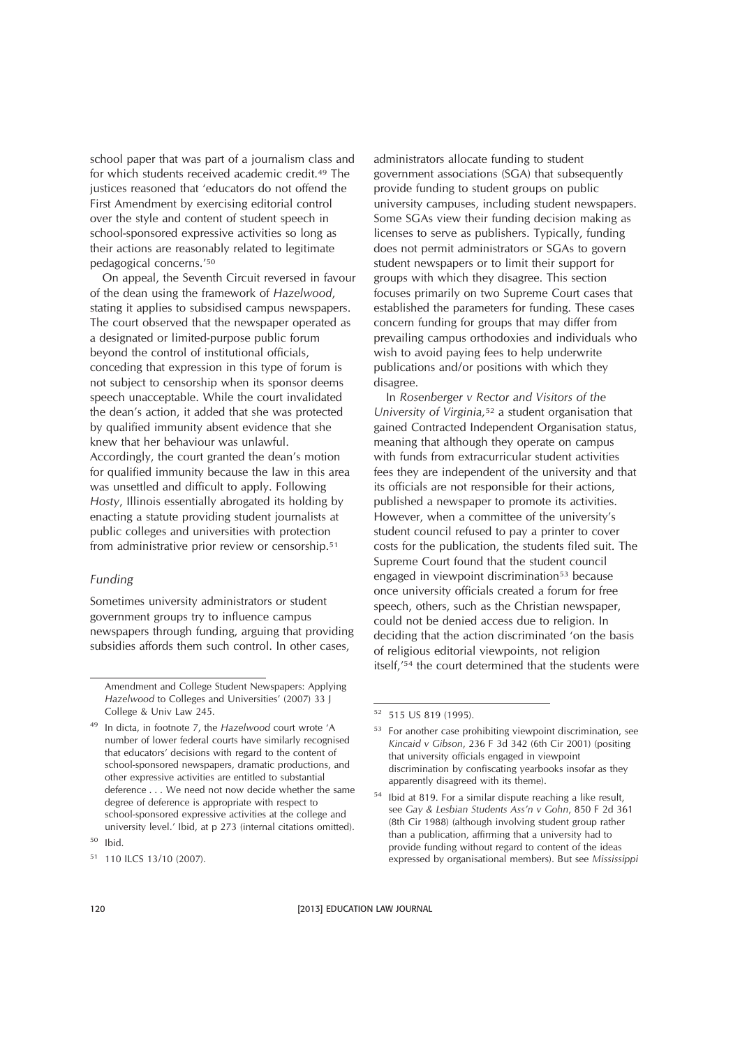school paper that was part of a journalism class and for which students received academic credit.[49] The justices reasoned that 'educators do not offend the First Amendment by exercising editorial control over the style and content of student speech in school-sponsored expressive activities so long as their actions are reasonably related to legitimate pedagogical concerns.'[50]

On appeal, the Seventh Circuit reversed in favour of the dean using the framework of *Hazelwood*, stating it applies to subsidised campus newspapers. The court observed that the newspaper operated as a designated or limited-purpose public forum beyond the control of institutional officials, conceding that expression in this type of forum is not subject to censorship when its sponsor deems speech unacceptable. While the court invalidated the dean's action, it added that she was protected by qualified immunity absent evidence that she knew that her behaviour was unlawful. Accordingly, the court granted the dean's motion for qualified immunity because the law in this area was unsettled and difficult to apply. Following *Hosty*, Illinois essentially abrogated its holding by enacting a statute providing student journalists at public colleges and universities with protection from administrative prior review or censorship.[51]

### *Funding*

Sometimes university administrators or student government groups try to influence campus newspapers through funding, arguing that providing subsidies affords them such control. In other cases, administrators allocate funding to student government associations (SGA) that subsequently provide funding to student groups on public university campuses, including student newspapers. Some SGAs view their funding decision making as licenses to serve as publishers. Typically, funding does not permit administrators or SGAs to govern student newspapers or to limit their support for groups with which they disagree. This section focuses primarily on two Supreme Court cases that established the parameters for funding. These cases concern funding for groups that may differ from prevailing campus orthodoxies and individuals who wish to avoid paying fees to help underwrite publications and/or positions with which they disagree.

In *Rosenberger v Rector and Visitors of the University of Virginia*,[52] a student organisation that gained Contracted Independent Organisation status, meaning that although they operate on campus with funds from extracurricular student activities fees they are independent of the university and that its officials are not responsible for their actions, published a newspaper to promote its activities. However, when a committee of the university's student council refused to pay a printer to cover costs for the publication, the students filed suit. The Supreme Court found that the student council engaged in viewpoint discrimination[53] because once university officials created a forum for free speech, others, such as the Christian newspaper, could not be denied access due to religion. In deciding that the action discriminated 'on the basis of religious editorial viewpoints, not religion itself,'[54] the court determined that the students were

---

Amendment and College Student Newspapers: Applying *Hazelwood* to Colleges and Universities' (2007) 33 J College & Univ Law 245.

[49] In dicta, in footnote 7, the *Hazelwood* court wrote 'A number of lower federal courts have similarly recognised that educators' decisions with regard to the content of school-sponsored newspapers, dramatic productions, and other expressive activities are entitled to substantial deference . . . We need not now decide whether the same degree of deference is appropriate with respect to school-sponsored expressive activities at the college and university level.' Ibid, at p 273 (internal citations omitted).

[50] Ibid.

[51] 110 ILCS 13/10 (2007).

[52] 515 US 819 (1995).

[53] For another case prohibiting viewpoint discrimination, see *Kincaid v Gibson*, 236 F 3d 342 (6th Cir 2001) (positing that university officials engaged in viewpoint discrimination by confiscating yearbooks insofar as they apparently disagreed with its theme).

[54] Ibid at 819. For a similar dispute reaching a like result, see *Gay & Lesbian Students Ass'n v Gohn*, 850 F 2d 361 (8th Cir 1988) (although involving student group rather than a publication, affirming that a university had to provide funding without regard to content of the ideas expressed by organisational members). But see *Mississippi*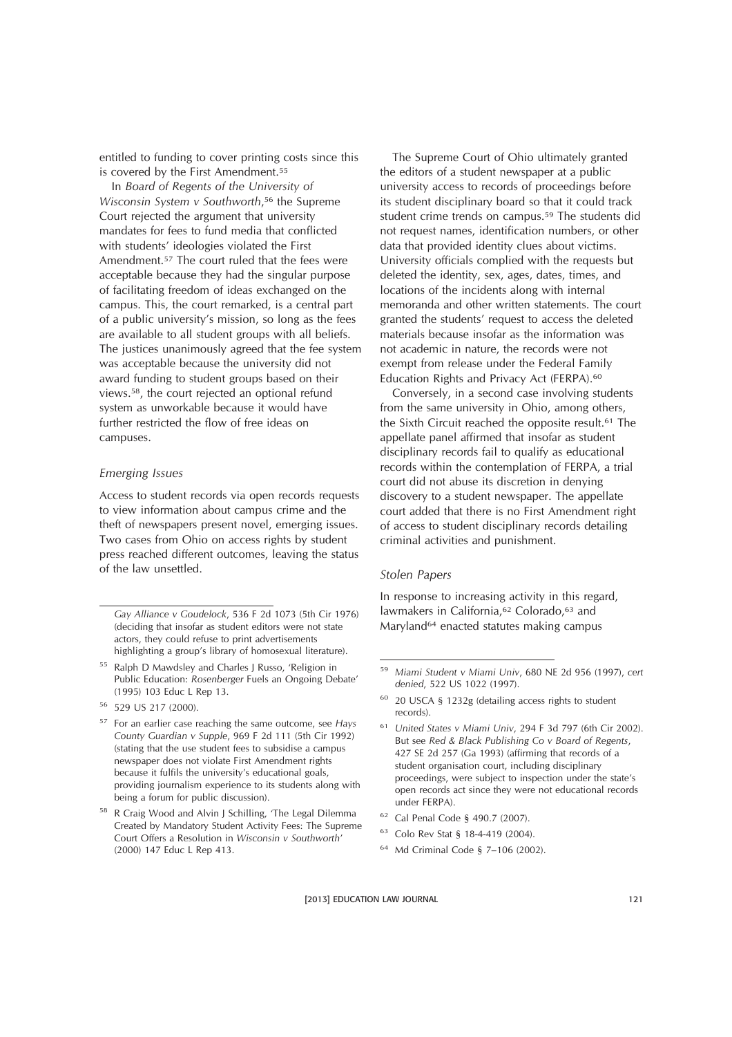entitled to funding to cover printing costs since this is covered by the First Amendment.[55]

In *Board of Regents of the University of Wisconsin System v Southworth*,[56] the Supreme Court rejected the argument that university mandates for fees to fund media that conflicted with students' ideologies violated the First Amendment.[57] The court ruled that the fees were acceptable because they had the singular purpose of facilitating freedom of ideas exchanged on the campus. This, the court remarked, is a central part of a public university's mission, so long as the fees are available to all student groups with all beliefs. The justices unanimously agreed that the fee system was acceptable because the university did not award funding to student groups based on their views.[58], the court rejected an optional refund system as unworkable because it would have further restricted the flow of free ideas on campuses.

### *Emerging Issues*

Access to student records via open records requests to view information about campus crime and the theft of newspapers present novel, emerging issues. Two cases from Ohio on access rights by student press reached different outcomes, leaving the status of the law unsettled.

The Supreme Court of Ohio ultimately granted the editors of a student newspaper at a public university access to records of proceedings before its student disciplinary board so that it could track student crime trends on campus.[59] The students did not request names, identification numbers, or other data that provided identity clues about victims. University officials complied with the requests but deleted the identity, sex, ages, dates, times, and locations of the incidents along with internal memoranda and other written statements. The court granted the students' request to access the deleted materials because insofar as the information was not academic in nature, the records were not exempt from release under the Federal Family Education Rights and Privacy Act (FERPA).[60]

Conversely, in a second case involving students from the same university in Ohio, among others, the Sixth Circuit reached the opposite result.[61] The appellate panel affirmed that insofar as student disciplinary records fail to qualify as educational records within the contemplation of FERPA, a trial court did not abuse its discretion in denying discovery to a student newspaper. The appellate court added that there is no First Amendment right of access to student disciplinary records detailing criminal activities and punishment.

### *Stolen Papers*

In response to increasing activity in this regard, lawmakers in California,[62] Colorado,[63] and Maryland[64] enacted statutes making campus

---

*Gay Alliance v Goudelock*, 536 F 2d 1073 (5th Cir 1976) (deciding that insofar as student editors were not state actors, they could refuse to print advertisements highlighting a group's library of homosexual literature).

[55] Ralph D Mawdsley and Charles J Russo, 'Religion in Public Education: *Rosenberger* Fuels an Ongoing Debate' (1995) 103 Educ L Rep 13.

[56] 529 US 217 (2000).

[57] For an earlier case reaching the same outcome, see *Hays County Guardian v Supple*, 969 F 2d 111 (5th Cir 1992) (stating that the use student fees to subsidise a campus newspaper does not violate First Amendment rights because it fulfils the university's educational goals, providing journalism experience to its students along with being a forum for public discussion).

[58] R Craig Wood and Alvin J Schilling, 'The Legal Dilemma Created by Mandatory Student Activity Fees: The Supreme Court Offers a Resolution in *Wisconsin v Southworth*' (2000) 147 Educ L Rep 413.

[59] *Miami Student v Miami Univ*, 680 NE 2d 956 (1997), *cert denied*, 522 US 1022 (1997).

[60] 20 USCA § 1232g (detailing access rights to student records).

[61] *United States v Miami Univ*, 294 F 3d 797 (6th Cir 2002). But see *Red & Black Publishing Co v Board of Regents*, 427 SE 2d 257 (Ga 1993) (affirming that records of a student organisation court, including disciplinary proceedings, were subject to inspection under the state's open records act since they were not educational records under FERPA).

[62] Cal Penal Code § 490.7 (2007).

[63] Colo Rev Stat § 18-4-419 (2004).

[64] Md Criminal Code § 7–106 (2002).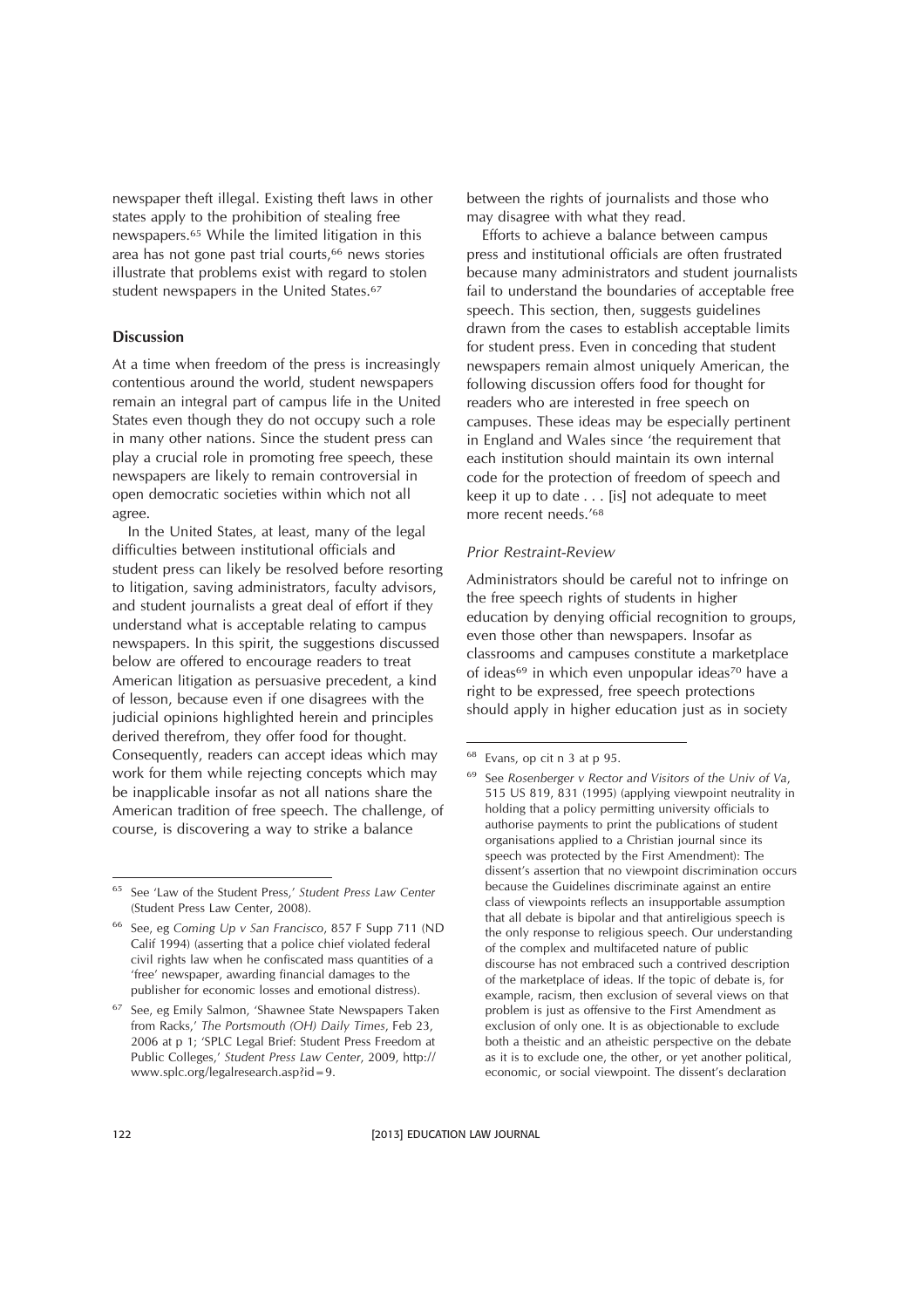newspaper theft illegal. Existing theft laws in other states apply to the prohibition of stealing free newspapers.[65] While the limited litigation in this area has not gone past trial courts,[66] news stories illustrate that problems exist with regard to stolen student newspapers in the United States.[67]

## Discussion

At a time when freedom of the press is increasingly contentious around the world, student newspapers remain an integral part of campus life in the United States even though they do not occupy such a role in many other nations. Since the student press can play a crucial role in promoting free speech, these newspapers are likely to remain controversial in open democratic societies within which not all agree.

In the United States, at least, many of the legal difficulties between institutional officials and student press can likely be resolved before resorting to litigation, saving administrators, faculty advisors, and student journalists a great deal of effort if they understand what is acceptable relating to campus newspapers. In this spirit, the suggestions discussed below are offered to encourage readers to treat American litigation as persuasive precedent, a kind of lesson, because even if one disagrees with the judicial opinions highlighted herein and principles derived therefrom, they offer food for thought. Consequently, readers can accept ideas which may work for them while rejecting concepts which may be inapplicable insofar as not all nations share the American tradition of free speech. The challenge, of course, is discovering a way to strike a balance between the rights of journalists and those who may disagree with what they read.

Efforts to achieve a balance between campus press and institutional officials are often frustrated because many administrators and student journalists fail to understand the boundaries of acceptable free speech. This section, then, suggests guidelines drawn from the cases to establish acceptable limits for student press. Even in conceding that student newspapers remain almost uniquely American, the following discussion offers food for thought for readers who are interested in free speech on campuses. These ideas may be especially pertinent in England and Wales since 'the requirement that each institution should maintain its own internal code for the protection of freedom of speech and keep it up to date . . . [is] not adequate to meet more recent needs.'[68]

### *Prior Restraint-Review*

Administrators should be careful not to infringe on the free speech rights of students in higher education by denying official recognition to groups, even those other than newspapers. Insofar as classrooms and campuses constitute a marketplace of ideas[69] in which even unpopular ideas[70] have a right to be expressed, free speech protections should apply in higher education just as in society

---

[65] See 'Law of the Student Press,' *Student Press Law Center* (Student Press Law Center, 2008).

[66] See, eg *Coming Up v San Francisco*, 857 F Supp 711 (ND Calif 1994) (asserting that a police chief violated federal civil rights law when he confiscated mass quantities of a 'free' newspaper, awarding financial damages to the publisher for economic losses and emotional distress).

[67] See, eg Emily Salmon, 'Shawnee State Newspapers Taken from Racks,' *The Portsmouth (OH) Daily Times*, Feb 23, 2006 at p 1; 'SPLC Legal Brief: Student Press Freedom at Public Colleges,' *Student Press Law Center*, 2009, http://www.splc.org/legalresearch.asp?id=9.

[68] Evans, op cit n 3 at p 95.

[69] See *Rosenberger v Rector and Visitors of the Univ of Va*, 515 US 819, 831 (1995) (applying viewpoint neutrality in holding that a policy permitting university officials to authorise payments to print the publications of student organisations applied to a Christian journal since its speech was protected by the First Amendment): The dissent's assertion that no viewpoint discrimination occurs because the Guidelines discriminate against an entire class of viewpoints reflects an insupportable assumption that all debate is bipolar and that antireligious speech is the only response to religious speech. Our understanding of the complex and multifaceted nature of public discourse has not embraced such a contrived description of the marketplace of ideas. If the topic of debate is, for example, racism, then exclusion of several views on that problem is just as offensive to the First Amendment as exclusion of only one. It is as objectionable to exclude both a theistic and an atheistic perspective on the debate as it is to exclude one, the other, or yet another political, economic, or social viewpoint. The dissent's declaration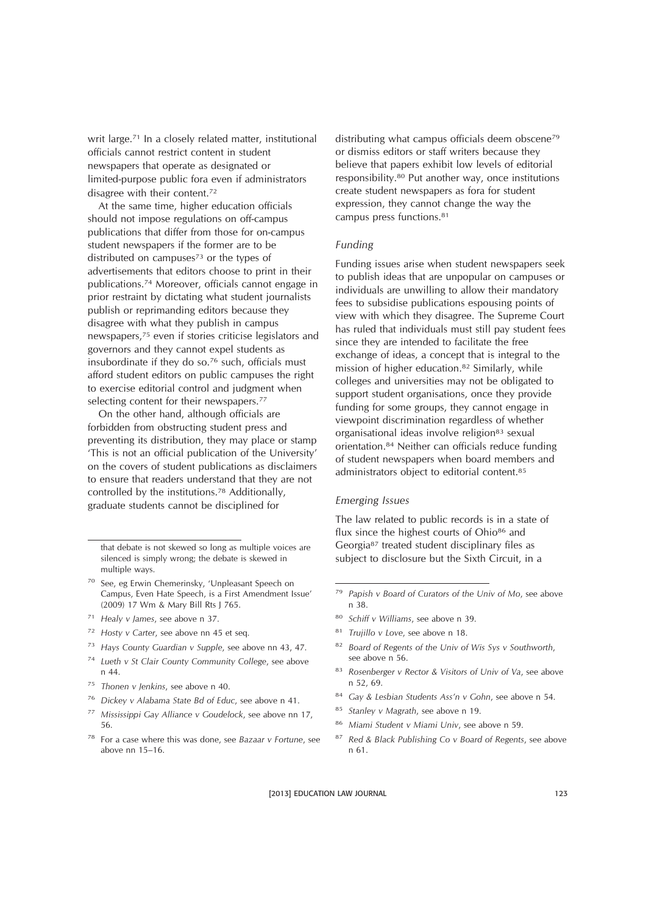writ large.[71] In a closely related matter, institutional officials cannot restrict content in student newspapers that operate as designated or limited-purpose public fora even if administrators disagree with their content.[72]

At the same time, higher education officials should not impose regulations on off-campus publications that differ from those for on-campus student newspapers if the former are to be distributed on campuses[73] or the types of advertisements that editors choose to print in their publications.[74] Moreover, officials cannot engage in prior restraint by dictating what student journalists publish or reprimanding editors because they disagree with what they publish in campus newspapers,[75] even if stories criticise legislators and governors and they cannot expel students as insubordinate if they do so.[76] such, officials must afford student editors on public campuses the right to exercise editorial control and judgment when selecting content for their newspapers.[77]

On the other hand, although officials are forbidden from obstructing student press and preventing its distribution, they may place or stamp 'This is not an official publication of the University' on the covers of student publications as disclaimers to ensure that readers understand that they are not controlled by the institutions.[78] Additionally, graduate students cannot be disciplined for distributing what campus officials deem obscene[79] or dismiss editors or staff writers because they believe that papers exhibit low levels of editorial responsibility.[80] Put another way, once institutions create student newspapers as fora for student expression, they cannot change the way the campus press functions.[81]

### *Funding*

Funding issues arise when student newspapers seek to publish ideas that are unpopular on campuses or individuals are unwilling to allow their mandatory fees to subsidise publications espousing points of view with which they disagree. The Supreme Court has ruled that individuals must still pay student fees since they are intended to facilitate the free exchange of ideas, a concept that is integral to the mission of higher education.[82] Similarly, while colleges and universities may not be obligated to support student organisations, once they provide funding for some groups, they cannot engage in viewpoint discrimination regardless of whether organisational ideas involve religion[83] sexual orientation.[84] Neither can officials reduce funding of student newspapers when board members and administrators object to editorial content.[85]

### *Emerging Issues*

The law related to public records is in a state of flux since the highest courts of Ohio[86] and Georgia[87] treated student disciplinary files as subject to disclosure but the Sixth Circuit, in a

---

that debate is not skewed so long as multiple voices are silenced is simply wrong; the debate is skewed in multiple ways.

70 See, eg Erwin Chemerinsky, 'Unpleasant Speech on Campus, Even Hate Speech, is a First Amendment Issue' (2009) 17 Wm & Mary Bill Rts J 765.

71 *Healy v James*, see above n 37.

72 *Hosty v Carter*, see above nn 45 et seq.

73 *Hays County Guardian v Supple*, see above nn 43, 47.

74 *Lueth v St Clair County Community College*, see above n 44.

75 *Thonen v Jenkins*, see above n 40.

76 *Dickey v Alabama State Bd of Educ*, see above n 41.

77 *Mississippi Gay Alliance v Goudelock*, see above nn 17, 56.

78 For a case where this was done, see *Bazaar v Fortune*, see above nn 15–16.

79 *Papish v Board of Curators of the Univ of Mo*, see above n 38.

80 *Schiff v Williams*, see above n 39.

81 *Trujillo v Love*, see above n 18.

82 *Board of Regents of the Univ of Wis Sys v Southworth*, see above n 56.

83 *Rosenberger v Rector & Visitors of Univ of Va*, see above n 52, 69.

84 *Gay & Lesbian Students Ass'n v Gohn*, see above n 54.

85 *Stanley v Magrath*, see above n 19.

86 *Miami Student v Miami Univ*, see above n 59.

87 *Red & Black Publishing Co v Board of Regents*, see above n 61.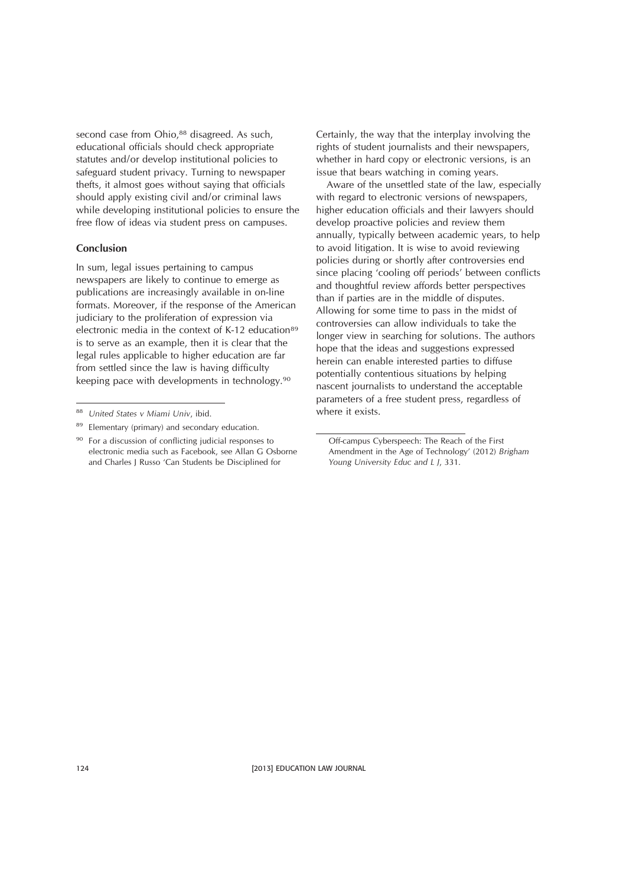second case from Ohio,[88] disagreed. As such, educational officials should check appropriate statutes and/or develop institutional policies to safeguard student privacy. Turning to newspaper thefts, it almost goes without saying that officials should apply existing civil and/or criminal laws while developing institutional policies to ensure the free flow of ideas via student press on campuses.

## Conclusion

In sum, legal issues pertaining to campus newspapers are likely to continue to emerge as publications are increasingly available in on-line formats. Moreover, if the response of the American judiciary to the proliferation of expression via electronic media in the context of K-12 education[89] is to serve as an example, then it is clear that the legal rules applicable to higher education are far from settled since the law is having difficulty keeping pace with developments in technology.[90]

Certainly, the way that the interplay involving the rights of student journalists and their newspapers, whether in hard copy or electronic versions, is an issue that bears watching in coming years.

Aware of the unsettled state of the law, especially with regard to electronic versions of newspapers, higher education officials and their lawyers should develop proactive policies and review them annually, typically between academic years, to help to avoid litigation. It is wise to avoid reviewing policies during or shortly after controversies end since placing 'cooling off periods' between conflicts and thoughtful review affords better perspectives than if parties are in the middle of disputes. Allowing for some time to pass in the midst of controversies can allow individuals to take the longer view in searching for solutions. The authors hope that the ideas and suggestions expressed herein can enable interested parties to diffuse potentially contentious situations by helping nascent journalists to understand the acceptable parameters of a free student press, regardless of where it exists.

---

[88] *United States v Miami Univ*, ibid.

[89] Elementary (primary) and secondary education.

[90] For a discussion of conflicting judicial responses to electronic media such as Facebook, see Allan G Osborne and Charles J Russo 'Can Students be Disciplined for Off-campus Cyberspeech: The Reach of the First Amendment in the Age of Technology' (2012) *Brigham Young University Educ and L J*, 331.